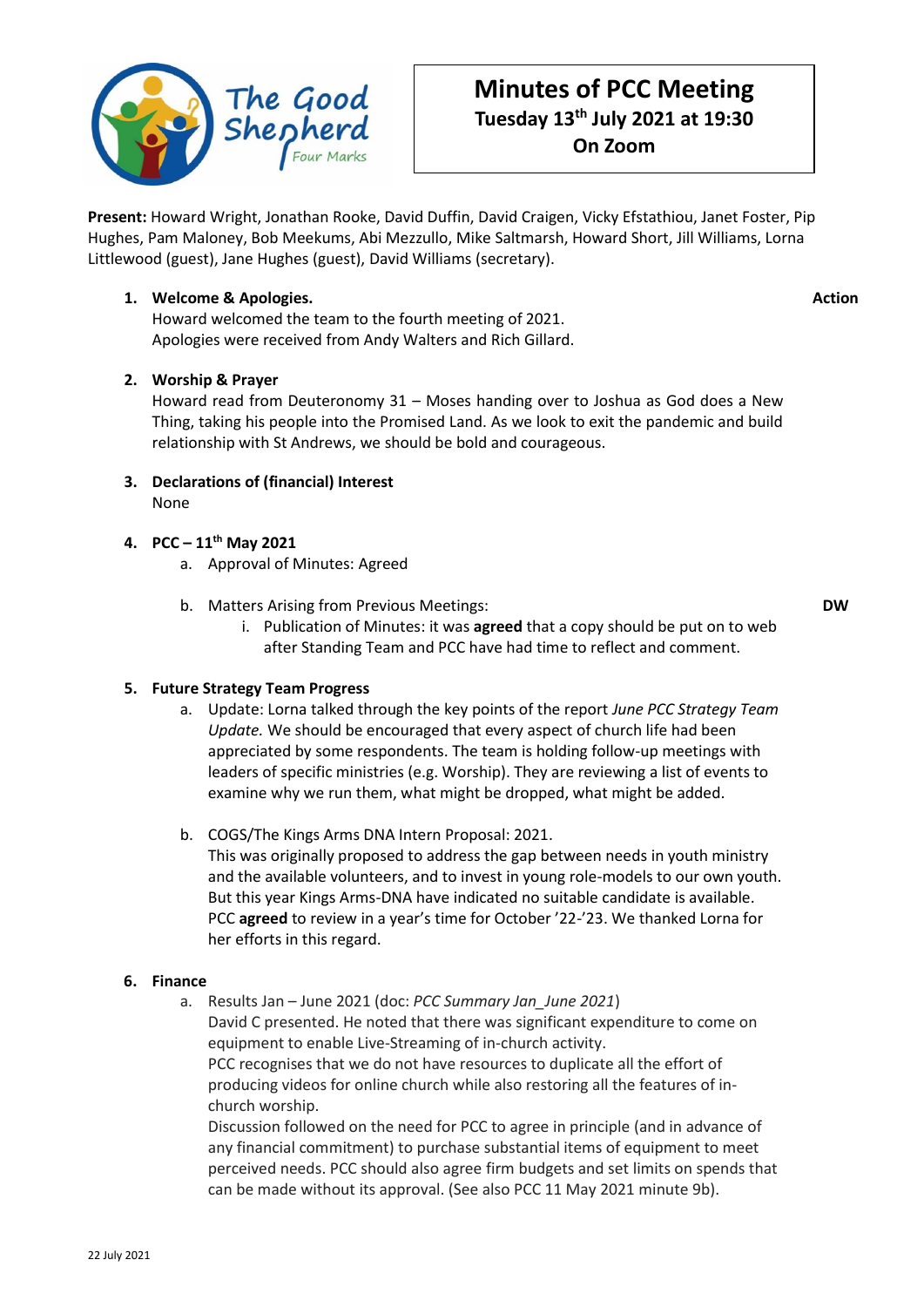# Minutes of PCC Meeting

**Tuesday 13th July 2021 at 19:30**

**On Zoom**

**Present:** Howard Wright, Jonathan Rooke, David Duffin, David Craigen, Vicky Efstathiou, Janet Foster, Pip Hughes, Pam Maloney, Bob Meekums, Abi Mezzullo, Mike Saltmarsh, Howard Short, Jill Williams, Lorna Littlewood (guest), Jane Hughes (guest), David Williams (secretary).

**Action**

1. **Welcome & Apologies.**
   Howard welcomed the team to the fourth meeting of 2021.
   Apologies were received from Andy Walters and Rich Gillard.

2. **Worship & Prayer**
   Howard read from Deuteronomy 31 – Moses handing over to Joshua as God does a New Thing, taking his people into the Promised Land. As we look to exit the pandemic and build relationship with St Andrews, we should be bold and courageous.

3. **Declarations of (financial) Interest**
   None

4. **PCC – 11th May 2021**
   a. Approval of Minutes: Agreed

   b. Matters Arising from Previous Meetings: **DW**
      i. Publication of Minutes: it was **agreed** that a copy should be put on to web after Standing Team and PCC have had time to reflect and comment.

5. **Future Strategy Team Progress**
   a. Update: Lorna talked through the key points of the report *June PCC Strategy Team Update.* We should be encouraged that every aspect of church life had been appreciated by some respondents. The team is holding follow-up meetings with leaders of specific ministries (e.g. Worship). They are reviewing a list of events to examine why we run them, what might be dropped, what might be added.

   b. COGS/The Kings Arms DNA Intern Proposal: 2021.
      This was originally proposed to address the gap between needs in youth ministry and the available volunteers, and to invest in young role-models to our own youth. But this year Kings Arms-DNA have indicated no suitable candidate is available. PCC **agreed** to review in a year's time for October '22-'23. We thanked Lorna for her efforts in this regard.

6. **Finance**
   a. Results Jan – June 2021 (doc: *PCC Summary Jan_June 2021*)
      David C presented. He noted that there was significant expenditure to come on equipment to enable Live-Streaming of in-church activity.
      PCC recognises that we do not have resources to duplicate all the effort of producing videos for online church while also restoring all the features of in-church worship.
      Discussion followed on the need for PCC to agree in principle (and in advance of any financial commitment) to purchase substantial items of equipment to meet perceived needs. PCC should also agree firm budgets and set limits on spends that can be made without its approval. (See also PCC 11 May 2021 minute 9b).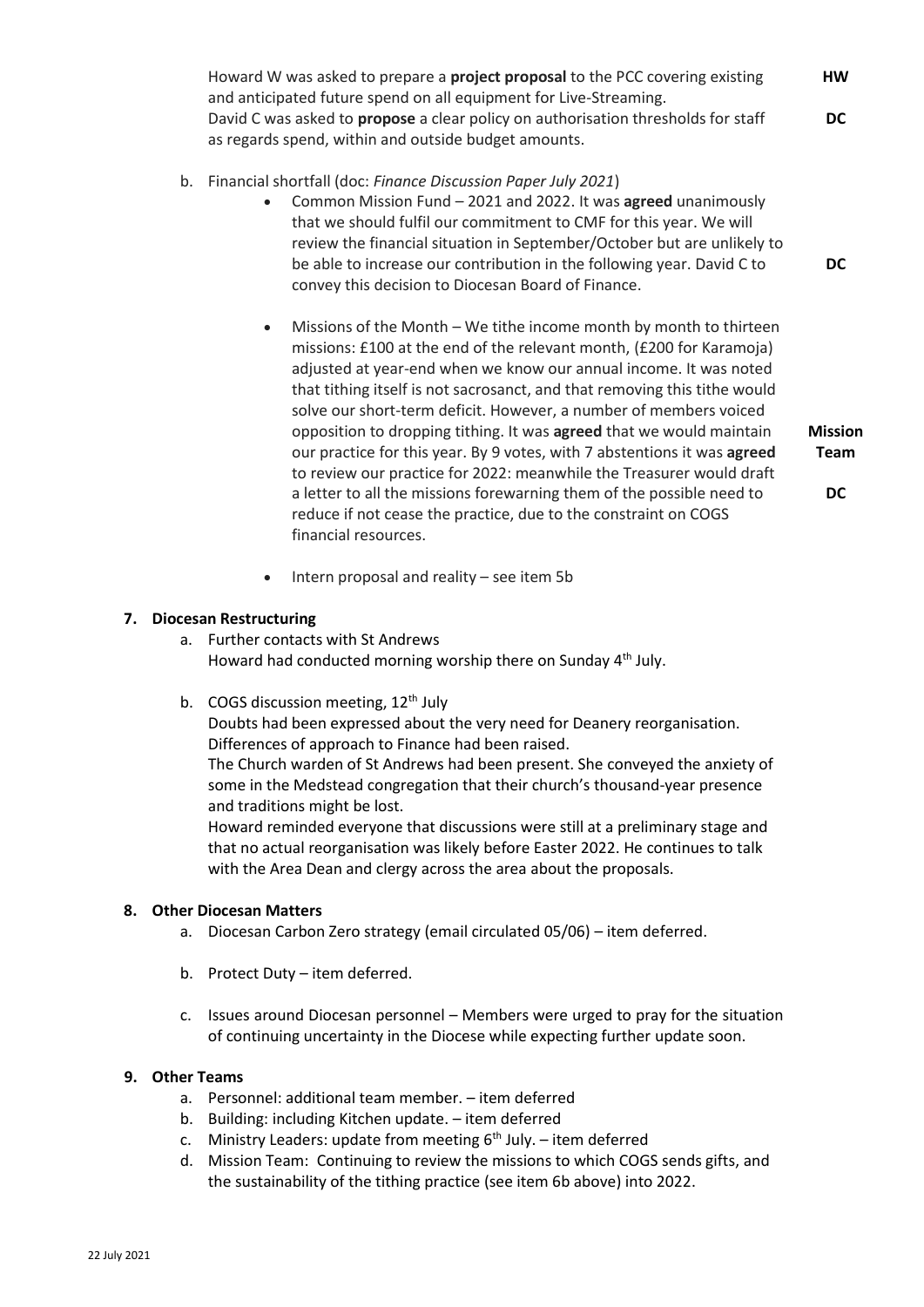Howard W was asked to prepare a **project proposal** to the PCC covering existing and anticipated future spend on all equipment for Live-Streaming. **HW**

David C was asked to **propose** a clear policy on authorisation thresholds for staff as regards spend, within and outside budget amounts. **DC**

b. Financial shortfall (doc: *Finance Discussion Paper July 2021*)

- Common Mission Fund – 2021 and 2022. It was **agreed** unanimously that we should fulfil our commitment to CMF for this year. We will review the financial situation in September/October but are unlikely to be able to increase our contribution in the following year. David C to convey this decision to Diocesan Board of Finance. **DC**

- Missions of the Month – We tithe income month by month to thirteen missions: £100 at the end of the relevant month, (£200 for Karamoja) adjusted at year-end when we know our annual income. It was noted that tithing itself is not sacrosanct, and that removing this tithe would solve our short-term deficit. However, a number of members voiced opposition to dropping tithing. It was **agreed** that we would maintain our practice for this year. By 9 votes, with 7 abstentions it was **agreed** to review our practice for 2022: meanwhile the Treasurer would draft a letter to all the missions forewarning them of the possible need to reduce if not cease the practice, due to the constraint on COGS financial resources. **Mission Team** **DC**

- Intern proposal and reality – see item 5b

## 7. Diocesan Restructuring

a. Further contacts with St Andrews
Howard had conducted morning worship there on Sunday 4th July.

b. COGS discussion meeting, 12th July
Doubts had been expressed about the very need for Deanery reorganisation. Differences of approach to Finance had been raised.
The Church warden of St Andrews had been present. She conveyed the anxiety of some in the Medstead congregation that their church's thousand-year presence and traditions might be lost.
Howard reminded everyone that discussions were still at a preliminary stage and that no actual reorganisation was likely before Easter 2022. He continues to talk with the Area Dean and clergy across the area about the proposals.

## 8. Other Diocesan Matters

a. Diocesan Carbon Zero strategy (email circulated 05/06) – item deferred.

b. Protect Duty – item deferred.

c. Issues around Diocesan personnel – Members were urged to pray for the situation of continuing uncertainty in the Diocese while expecting further update soon.

## 9. Other Teams

a. Personnel: additional team member. – item deferred
b. Building: including Kitchen update. – item deferred
c. Ministry Leaders: update from meeting 6th July. – item deferred
d. Mission Team: Continuing to review the missions to which COGS sends gifts, and the sustainability of the tithing practice (see item 6b above) into 2022.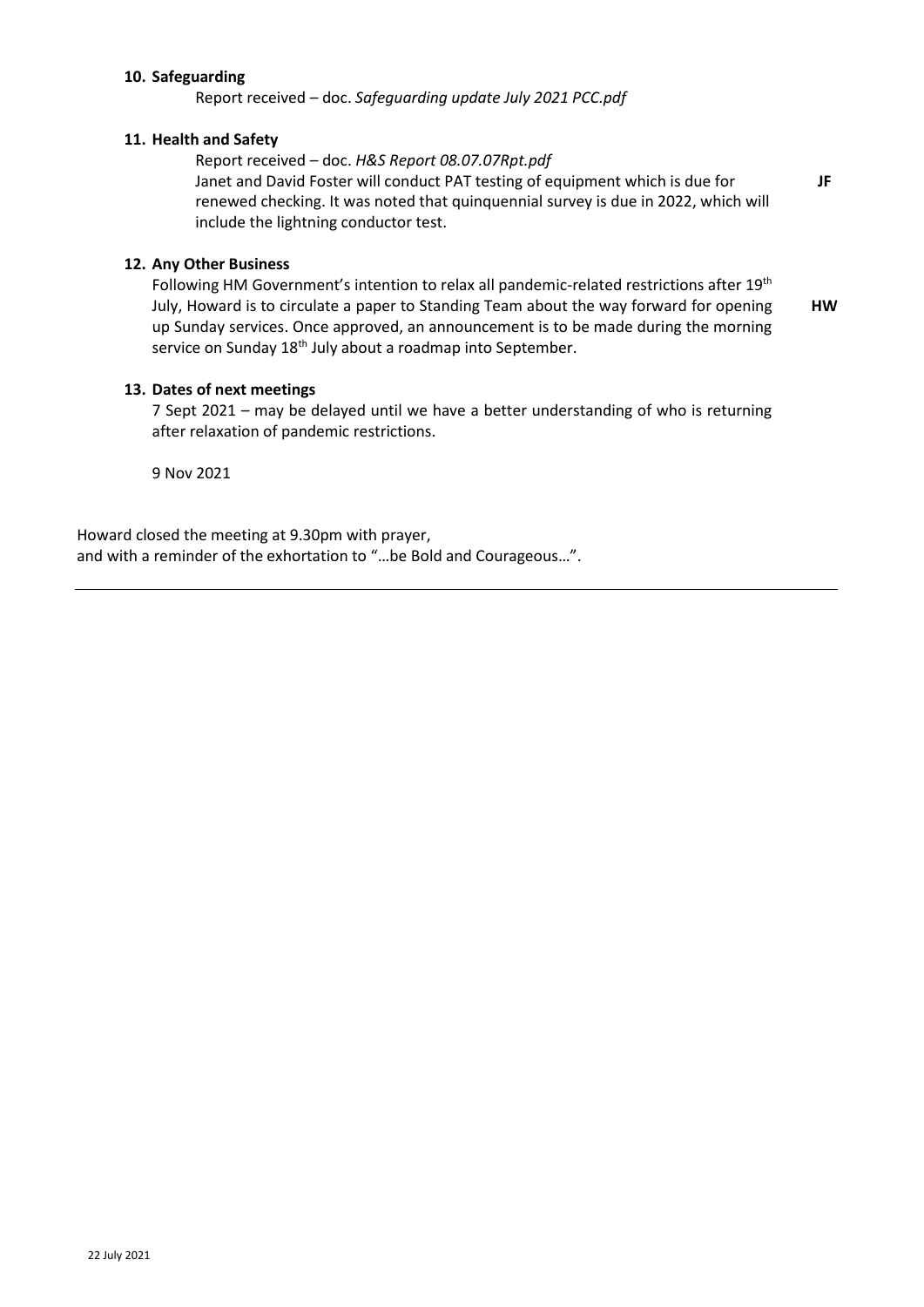**10. Safeguarding**

Report received – doc. *Safeguarding update July 2021 PCC.pdf*

**11. Health and Safety**

Report received – doc. *H&S Report 08.07.07Rpt.pdf*

Janet and David Foster will conduct PAT testing of equipment which is due for renewed checking. It was noted that quinquennial survey is due in 2022, which will include the lightning conductor test. **JF**

**12. Any Other Business**

Following HM Government's intention to relax all pandemic-related restrictions after 19th July, Howard is to circulate a paper to Standing Team about the way forward for opening up Sunday services. Once approved, an announcement is to be made during the morning service on Sunday 18th July about a roadmap into September. **HW**

**13. Dates of next meetings**

7 Sept 2021 – may be delayed until we have a better understanding of who is returning after relaxation of pandemic restrictions.

9 Nov 2021

Howard closed the meeting at 9.30pm with prayer,
and with a reminder of the exhortation to "…be Bold and Courageous…".

---

22 July 2021